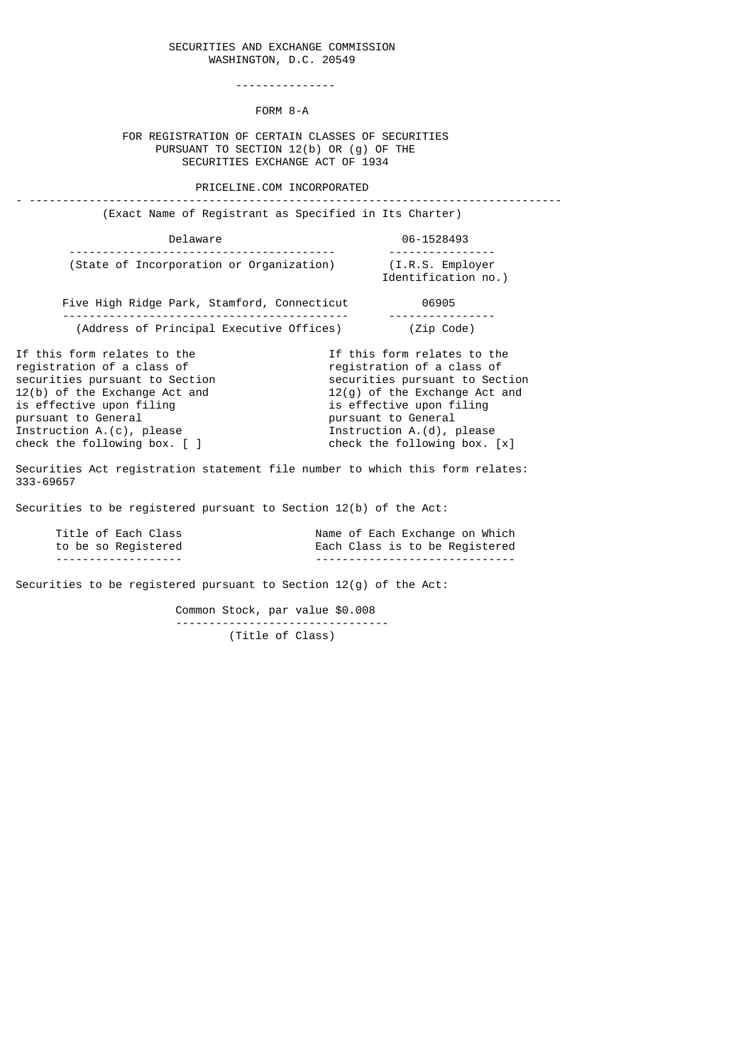SECURITIES AND EXCHANGE COMMISSION
WASHINGTON, D.C. 20549

---

# FORM 8-A

FOR REGISTRATION OF CERTAIN CLASSES OF SECURITIES
PURSUANT TO SECTION 12(b) OR (g) OF THE
SECURITIES EXCHANGE ACT OF 1934

**PRICELINE.COM INCORPORATED**

(Exact Name of Registrant as Specified in Its Charter)

| Delaware | 06-1528493 |
|---|---|
| (State of Incorporation or Organization) | (I.R.S. Employer Identification no.) |

| Five High Ridge Park, Stamford, Connecticut | 06905 |
|---|---|
| (Address of Principal Executive Offices) | (Zip Code) |

If this form relates to the registration of a class of securities pursuant to Section 12(b) of the Exchange Act and is effective upon filing pursuant to General Instruction A.(c), please check the following box. [ ]

If this form relates to the registration of a class of securities pursuant to Section 12(g) of the Exchange Act and is effective upon filing pursuant to General Instruction A.(d), please check the following box. [x]

Securities Act registration statement file number to which this form relates: 333-69657

Securities to be registered pursuant to Section 12(b) of the Act:

| Title of Each Class to be so Registered | Name of Each Exchange on Which Each Class is to be Registered |
|---|---|

Securities to be registered pursuant to Section 12(g) of the Act:

Common Stock, par value $0.008
(Title of Class)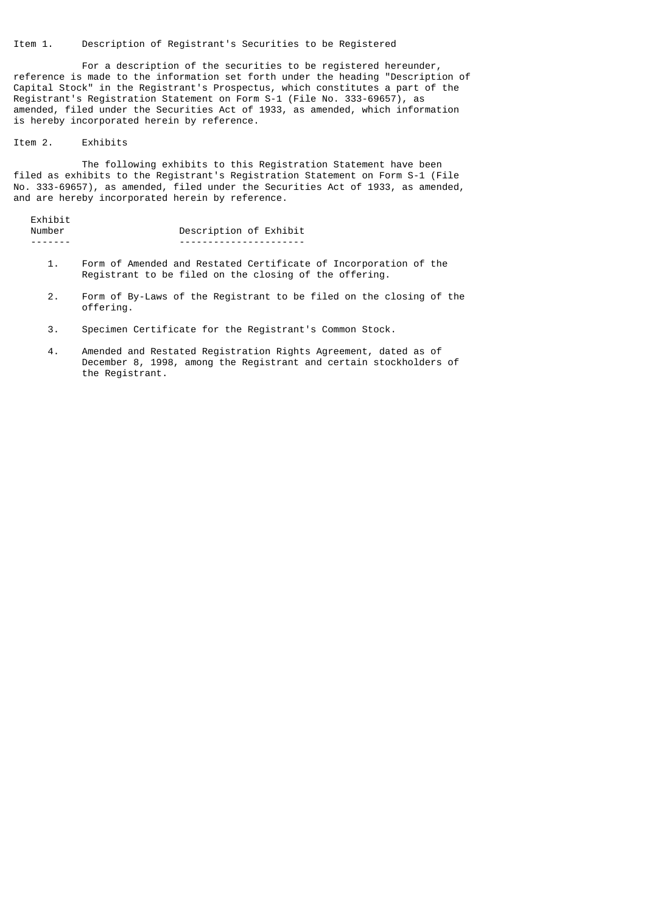Item 1. Description of Registrant's Securities to be Registered

For a description of the securities to be registered hereunder, reference is made to the information set forth under the heading "Description of Capital Stock" in the Registrant's Prospectus, which constitutes a part of the Registrant's Registration Statement on Form S-1 (File No. 333-69657), as amended, filed under the Securities Act of 1933, as amended, which information is hereby incorporated herein by reference.

Item 2. Exhibits

The following exhibits to this Registration Statement have been filed as exhibits to the Registrant's Registration Statement on Form S-1 (File No. 333-69657), as amended, filed under the Securities Act of 1933, as amended, and are hereby incorporated herein by reference.

| Exhibit Number | Description of Exhibit |
|---|---|
| 1. | Form of Amended and Restated Certificate of Incorporation of the Registrant to be filed on the closing of the offering. |
| 2. | Form of By-Laws of the Registrant to be filed on the closing of the offering. |
| 3. | Specimen Certificate for the Registrant's Common Stock. |
| 4. | Amended and Restated Registration Rights Agreement, dated as of December 8, 1998, among the Registrant and certain stockholders of the Registrant. |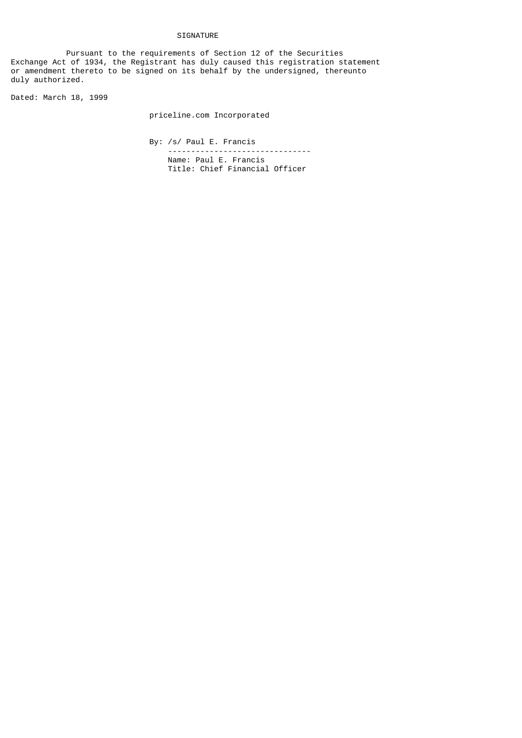# SIGNATURE

Pursuant to the requirements of Section 12 of the Securities Exchange Act of 1934, the Registrant has duly caused this registration statement or amendment thereto to be signed on its behalf by the undersigned, thereunto duly authorized.

Dated: March 18, 1999

priceline.com Incorporated

By: /s/ Paul E. Francis

Name: Paul E. Francis

Title: Chief Financial Officer